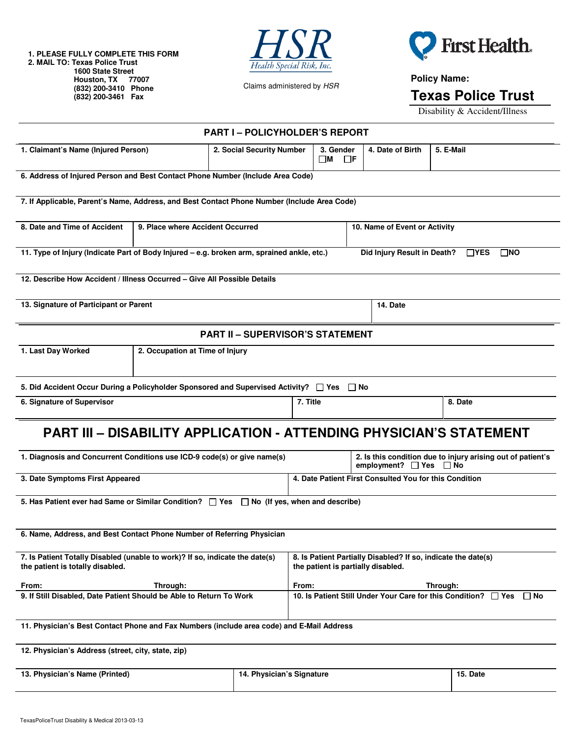1. PLEASE FULLY COMPLETE THIS FORM
2. MAIL TO: Texas Police Trust
   1600 State Street
   Houston, TX 77007
   (832) 200-3410 Phone
   (832) 200-3461 Fax

**HSR** *Health Special Risk, Inc.*

Claims administered by *HSR*

**First Health**

**Policy Name:**

## Texas Police Trust

Disability & Accident/Illness

## PART I – POLICYHOLDER'S REPORT

| 1. Claimant's Name (Injured Person) | 2. Social Security Number | 3. Gender ☐M ☐F | 4. Date of Birth | 5. E-Mail |
|---|---|---|---|---|
| | | | | |

**6. Address of Injured Person and Best Contact Phone Number (Include Area Code)**

**7. If Applicable, Parent's Name, Address, and Best Contact Phone Number (Include Area Code)**

| 8. Date and Time of Accident | 9. Place where Accident Occurred | 10. Name of Event or Activity |
|---|---|---|
| | | |

**11. Type of Injury (Indicate Part of Body Injured – e.g. broken arm, sprained ankle, etc.)** Did Injury Result in Death? ☐YES ☐NO

**12. Describe How Accident / Illness Occurred – Give All Possible Details**

| 13. Signature of Participant or Parent | 14. Date |
|---|---|
| | |

## PART II – SUPERVISOR'S STATEMENT

| 1. Last Day Worked | 2. Occupation at Time of Injury |
|---|---|
| | |

**5. Did Accident Occur During a Policyholder Sponsored and Supervised Activity?** ☐ Yes ☐ No

| 6. Signature of Supervisor | 7. Title | 8. Date |
|---|---|---|
| | | |

# PART III – DISABILITY APPLICATION - ATTENDING PHYSICIAN'S STATEMENT

| 1. Diagnosis and Concurrent Conditions use ICD-9 code(s) or give name(s) | 2. Is this condition due to injury arising out of patient's employment? ☐ Yes ☐ No |
|---|---|
| | |

| 3. Date Symptoms First Appeared | 4. Date Patient First Consulted You for this Condition |
|---|---|
| | |

**5. Has Patient ever had Same or Similar Condition?** ☐ Yes ☐ No (If yes, when and describe)

**6. Name, Address, and Best Contact Phone Number of Referring Physician**

| 7. Is Patient Totally Disabled (unable to work)? If so, indicate the date(s) the patient is totally disabled. | 8. Is Patient Partially Disabled? If so, indicate the date(s) the patient is partially disabled. |
|---|---|
| From: Through: | From: Through: |
| **9. If Still Disabled, Date Patient Should be Able to Return To Work** | **10. Is Patient Still Under Your Care for this Condition?** ☐ Yes ☐ No |

**11. Physician's Best Contact Phone and Fax Numbers (include area code) and E-Mail Address**

**12. Physician's Address (street, city, state, zip)**

| 13. Physician's Name (Printed) | 14. Physician's Signature | 15. Date |
|---|---|---|
| | | |

TexasPoliceTrust Disability & Medical 2013-03-13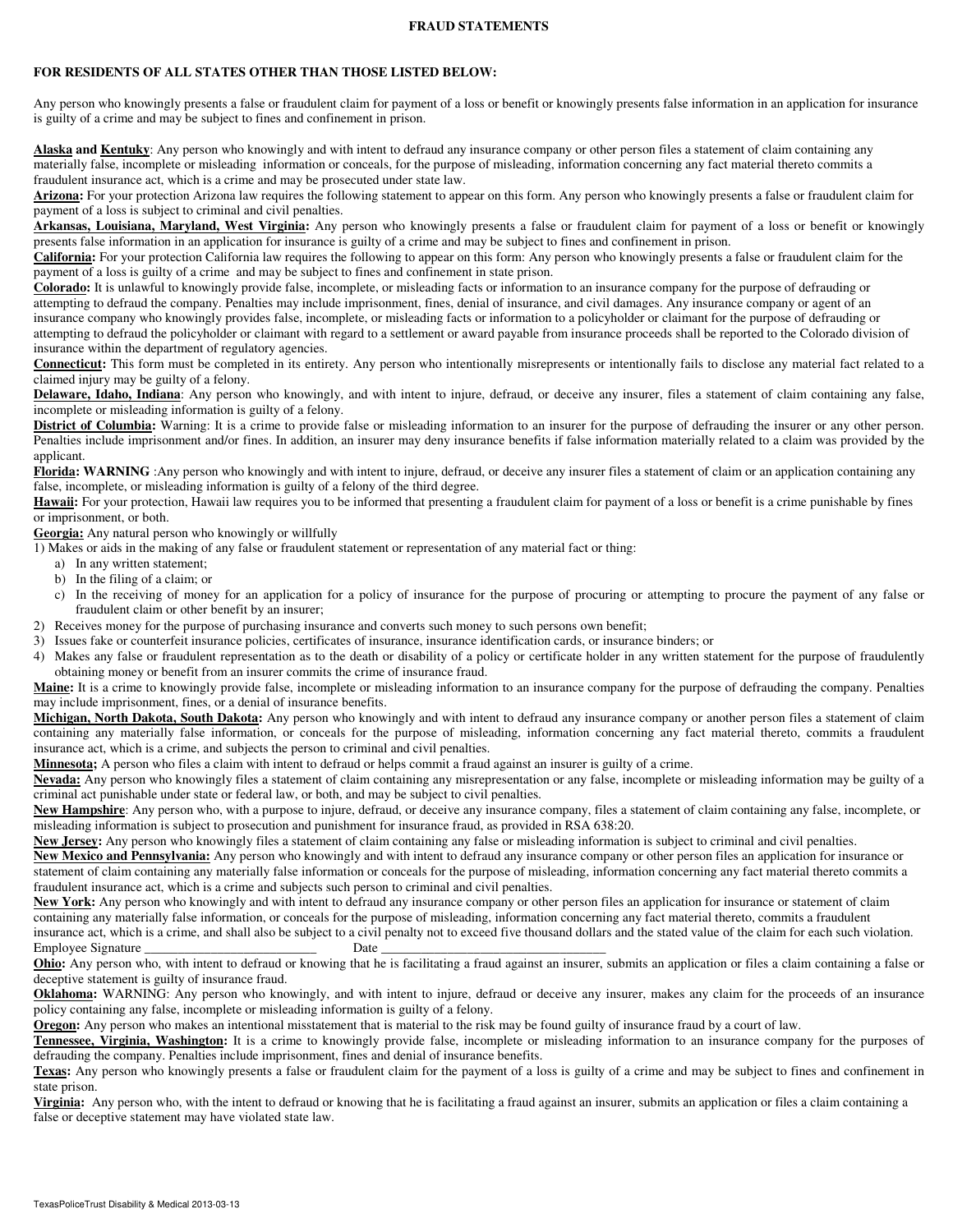# FRAUD STATEMENTS

## FOR RESIDENTS OF ALL STATES OTHER THAN THOSE LISTED BELOW:

Any person who knowingly presents a false or fraudulent claim for payment of a loss or benefit or knowingly presents false information in an application for insurance is guilty of a crime and may be subject to fines and confinement in prison.

**Alaska and Kentucky**: Any person who knowingly and with intent to defraud any insurance company or other person files a statement of claim containing any materially false, incomplete or misleading information or conceals, for the purpose of misleading, information concerning any fact material thereto commits a fraudulent insurance act, which is a crime and may be prosecuted under state law.

**Arizona:** For your protection Arizona law requires the following statement to appear on this form. Any person who knowingly presents a false or fraudulent claim for payment of a loss is subject to criminal and civil penalties.

**Arkansas, Louisiana, Maryland, West Virginia:** Any person who knowingly presents a false or fraudulent claim for payment of a loss or benefit or knowingly presents false information in an application for insurance is guilty of a crime and may be subject to fines and confinement in prison.

**California:** For your protection California law requires the following to appear on this form: Any person who knowingly presents a false or fraudulent claim for the payment of a loss is guilty of a crime and may be subject to fines and confinement in state prison.

**Colorado:** It is unlawful to knowingly provide false, incomplete, or misleading facts or information to an insurance company for the purpose of defrauding or attempting to defraud the company. Penalties may include imprisonment, fines, denial of insurance, and civil damages. Any insurance company or agent of an insurance company who knowingly provides false, incomplete, or misleading facts or information to a policyholder or claimant for the purpose of defrauding or attempting to defraud the policyholder or claimant with regard to a settlement or award payable from insurance proceeds shall be reported to the Colorado division of insurance within the department of regulatory agencies.

**Connecticut:** This form must be completed in its entirety. Any person who intentionally misrepresents or intentionally fails to disclose any material fact related to a claimed injury may be guilty of a felony.

**Delaware, Idaho, Indiana**: Any person who knowingly, and with intent to injure, defraud, or deceive any insurer, files a statement of claim containing any false, incomplete or misleading information is guilty of a felony.

**District of Columbia:** Warning: It is a crime to provide false or misleading information to an insurer for the purpose of defrauding the insurer or any other person. Penalties include imprisonment and/or fines. In addition, an insurer may deny insurance benefits if false information materially related to a claim was provided by the applicant.

**Florida: WARNING** :Any person who knowingly and with intent to injure, defraud, or deceive any insurer files a statement of claim or an application containing any false, incomplete, or misleading information is guilty of a felony of the third degree.

**Hawaii:** For your protection, Hawaii law requires you to be informed that presenting a fraudulent claim for payment of a loss or benefit is a crime punishable by fines or imprisonment, or both.

**Georgia:** Any natural person who knowingly or willfully

1) Makes or aids in the making of any false or fraudulent statement or representation of any material fact or thing:
   a) In any written statement;
   b) In the filing of a claim; or
   c) In the receiving of money for an application for a policy of insurance for the purpose of procuring or attempting to procure the payment of any false or fraudulent claim or other benefit by an insurer;
2) Receives money for the purpose of purchasing insurance and converts such money to such persons own benefit;
3) Issues fake or counterfeit insurance policies, certificates of insurance, insurance identification cards, or insurance binders; or
4) Makes any false or fraudulent representation as to the death or disability of a policy or certificate holder in any written statement for the purpose of fraudulently obtaining money or benefit from an insurer commits the crime of insurance fraud.

**Maine:** It is a crime to knowingly provide false, incomplete or misleading information to an insurance company for the purpose of defrauding the company. Penalties may include imprisonment, fines, or a denial of insurance benefits.

**Michigan, North Dakota, South Dakota:** Any person who knowingly and with intent to defraud any insurance company or another person files a statement of claim containing any materially false information, or conceals for the purpose of misleading, information concerning any fact material thereto, commits a fraudulent insurance act, which is a crime, and subjects the person to criminal and civil penalties.

**Minnesota;** A person who files a claim with intent to defraud or helps commit a fraud against an insurer is guilty of a crime.

**Nevada:** Any person who knowingly files a statement of claim containing any misrepresentation or any false, incomplete or misleading information may be guilty of a criminal act punishable under state or federal law, or both, and may be subject to civil penalties.

**New Hampshire**: Any person who, with a purpose to injure, defraud, or deceive any insurance company, files a statement of claim containing any false, incomplete, or misleading information is subject to prosecution and punishment for insurance fraud, as provided in RSA 638:20.

**New Jersey:** Any person who knowingly files a statement of claim containing any false or misleading information is subject to criminal and civil penalties.

**New Mexico and Pennsylvania:** Any person who knowingly and with intent to defraud any insurance company or other person files an application for insurance or statement of claim containing any materially false information or conceals for the purpose of misleading, information concerning any fact material thereto commits a fraudulent insurance act, which is a crime and subjects such person to criminal and civil penalties.

**New York:** Any person who knowingly and with intent to defraud any insurance company or other person files an application for insurance or statement of claim containing any materially false information, or conceals for the purpose of misleading, information concerning any fact material thereto, commits a fraudulent insurance act, which is a crime, and shall also be subject to a civil penalty not to exceed five thousand dollars and the stated value of the claim for each such violation.

Employee Signature ___________________________ Date ___________________________________

**Ohio:** Any person who, with intent to defraud or knowing that he is facilitating a fraud against an insurer, submits an application or files a claim containing a false or deceptive statement is guilty of insurance fraud.

**Oklahoma:** WARNING: Any person who knowingly, and with intent to injure, defraud or deceive any insurer, makes any claim for the proceeds of an insurance policy containing any false, incomplete or misleading information is guilty of a felony.

**Oregon:** Any person who makes an intentional misstatement that is material to the risk may be found guilty of insurance fraud by a court of law.

**Tennessee, Virginia, Washington:** It is a crime to knowingly provide false, incomplete or misleading information to an insurance company for the purposes of defrauding the company. Penalties include imprisonment, fines and denial of insurance benefits.

**Texas:** Any person who knowingly presents a false or fraudulent claim for the payment of a loss is guilty of a crime and may be subject to fines and confinement in state prison.

**Virginia:** Any person who, with the intent to defraud or knowing that he is facilitating a fraud against an insurer, submits an application or files a claim containing a false or deceptive statement may have violated state law.

TexasPoliceTrust Disability & Medical 2013-03-13